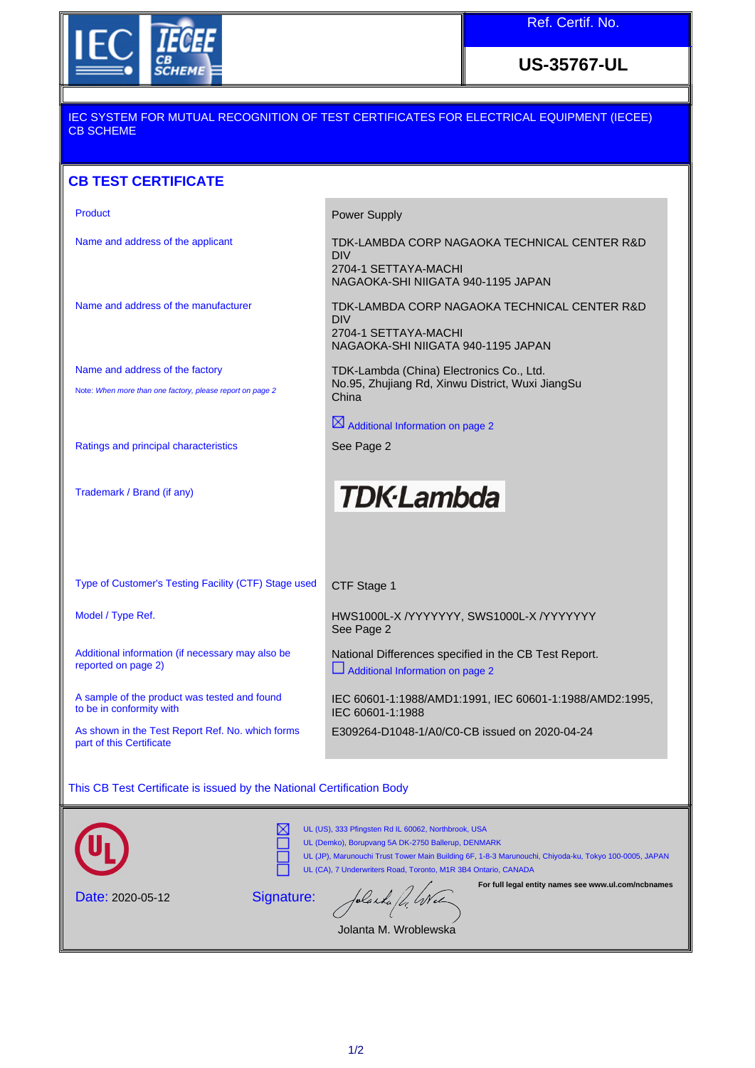IEC IECEE CB SCHEME

**Ref. Certif. No.**

**US-35767-UL**

IEC SYSTEM FOR MUTUAL RECOGNITION OF TEST CERTIFICATES FOR ELECTRICAL EQUIPMENT (IECEE) CB SCHEME

## CB TEST CERTIFICATE

| | |
|---|---|
| Product | Power Supply |
| Name and address of the applicant | TDK-LAMBDA CORP NAGAOKA TECHNICAL CENTER R&D DIV<br>2704-1 SETTAYA-MACHI<br>NAGAOKA-SHI NIIGATA 940-1195 JAPAN |
| Name and address of the manufacturer | TDK-LAMBDA CORP NAGAOKA TECHNICAL CENTER R&D DIV<br>2704-1 SETTAYA-MACHI<br>NAGAOKA-SHI NIIGATA 940-1195 JAPAN |
| Name and address of the factory<br>Note: *When more than one factory, please report on page 2* | TDK-Lambda (China) Electronics Co., Ltd.<br>No.95, Zhujiang Rd, Xinwu District, Wuxi JiangSu<br>China<br>☒ Additional Information on page 2 |
| Ratings and principal characteristics | See Page 2 |
| Trademark / Brand (if any) | TDK·Lambda |
| Type of Customer's Testing Facility (CTF) Stage used | CTF Stage 1 |
| Model / Type Ref. | HWS1000L-X /YYYYYYY, SWS1000L-X /YYYYYYY<br>See Page 2 |
| Additional information (if necessary may also be reported on page 2) | National Differences specified in the CB Test Report.<br>☐ Additional Information on page 2 |
| A sample of the product was tested and found to be in conformity with | IEC 60601-1:1988/AMD1:1991, IEC 60601-1:1988/AMD2:1995, IEC 60601-1:1988 |
| As shown in the Test Report Ref. No. which forms part of this Certificate | E309264-D1048-1/A0/C0-CB issued on 2020-04-24 |

This CB Test Certificate is issued by the National Certification Body

UL

- ☒ UL (US), 333 Pfingsten Rd IL 60062, Northbrook, USA
- ☐ UL (Demko), Borupvang 5A DK-2750 Ballerup, DENMARK
- ☐ UL (JP), Marunouchi Trust Tower Main Building 6F, 1-8-3 Marunouchi, Chiyoda-ku, Tokyo 100-0005, JAPAN
- ☐ UL (CA), 7 Underwriters Road, Toronto, M1R 3B4 Ontario, CANADA

**For full legal entity names see www.ul.com/ncbnames**

Date: 2020-05-12

Signature:

Jolanta M. Wroblewska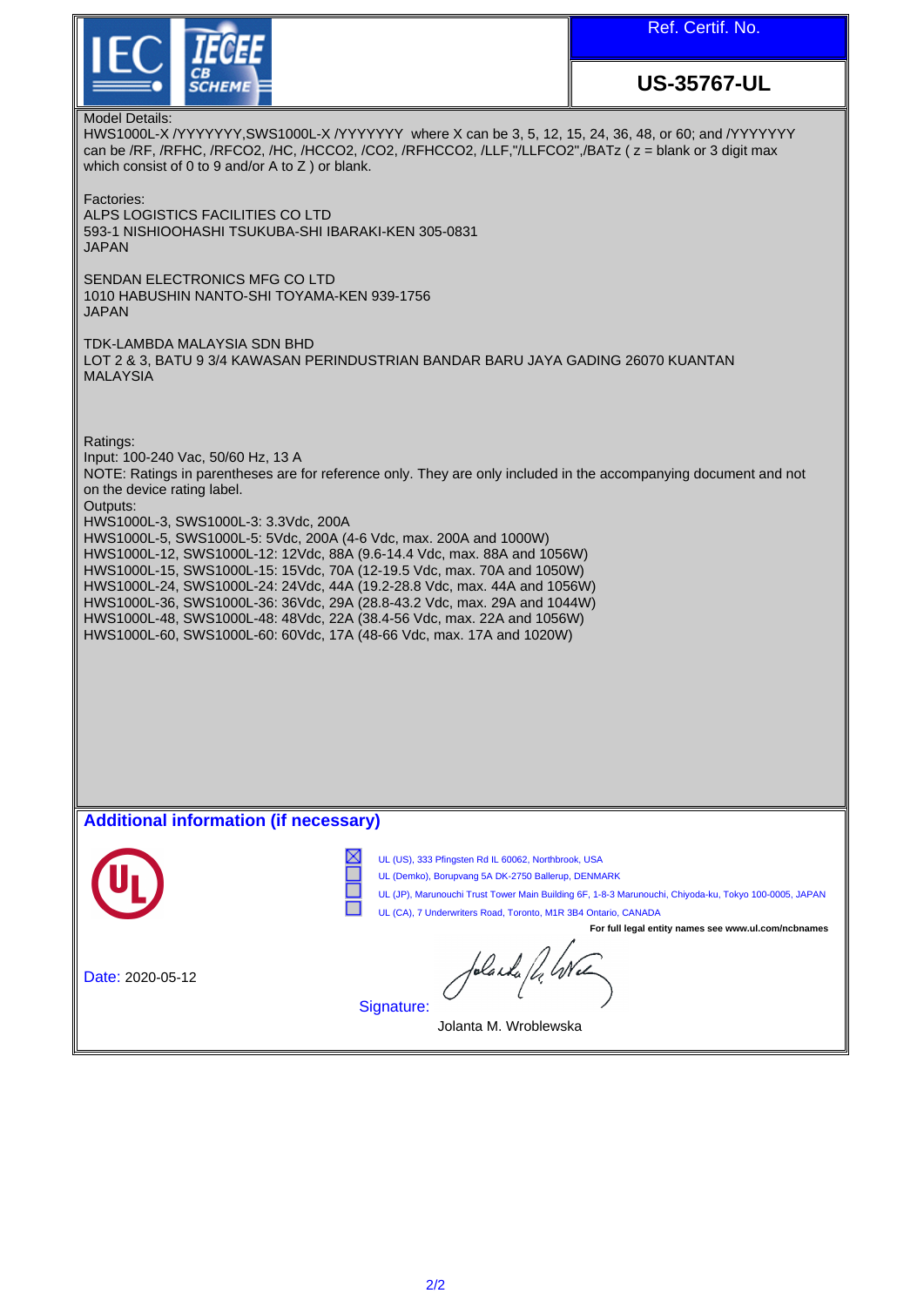IEC IECEE CB SCHEME

Ref. Certif. No.

**US-35767-UL**

Model Details:
HWS1000L-X /YYYYYYY,SWS1000L-X /YYYYYYY  where X can be 3, 5, 12, 15, 24, 36, 48, or 60; and /YYYYYYY can be /RF, /RFHC, /RFCO2, /HC, /HCCO2, /CO2, /RFHCCO2, /LLF,"/LLFCO2",/BATz ( z = blank or 3 digit max which consist of 0 to 9 and/or A to Z ) or blank.

Factories:
ALPS LOGISTICS FACILITIES CO LTD
593-1 NISHIOOHASHI TSUKUBA-SHI IBARAKI-KEN 305-0831
JAPAN

SENDAN ELECTRONICS MFG CO LTD
1010 HABUSHIN NANTO-SHI TOYAMA-KEN 939-1756
JAPAN

TDK-LAMBDA MALAYSIA SDN BHD
LOT 2 & 3, BATU 9 3/4 KAWASAN PERINDUSTRIAN BANDAR BARU JAYA GADING 26070 KUANTAN
MALAYSIA

Ratings:
Input: 100-240 Vac, 50/60 Hz, 13 A
NOTE: Ratings in parentheses are for reference only. They are only included in the accompanying document and not on the device rating label.
Outputs:
HWS1000L-3, SWS1000L-3: 3.3Vdc, 200A
HWS1000L-5, SWS1000L-5: 5Vdc, 200A (4-6 Vdc, max. 200A and 1000W)
HWS1000L-12, SWS1000L-12: 12Vdc, 88A (9.6-14.4 Vdc, max. 88A and 1056W)
HWS1000L-15, SWS1000L-15: 15Vdc, 70A (12-19.5 Vdc, max. 70A and 1050W)
HWS1000L-24, SWS1000L-24: 24Vdc, 44A (19.2-28.8 Vdc, max. 44A and 1056W)
HWS1000L-36, SWS1000L-36: 36Vdc, 29A (28.8-43.2 Vdc, max. 29A and 1044W)
HWS1000L-48, SWS1000L-48: 48Vdc, 22A (38.4-56 Vdc, max. 22A and 1056W)
HWS1000L-60, SWS1000L-60: 60Vdc, 17A (48-66 Vdc, max. 17A and 1020W)

## Additional information (if necessary)

- [x] UL (US), 333 Pfingsten Rd IL 60062, Northbrook, USA
- [ ] UL (Demko), Borupvang 5A DK-2750 Ballerup, DENMARK
- [ ] UL (JP), Marunouchi Trust Tower Main Building 6F, 1-8-3 Marunouchi, Chiyoda-ku, Tokyo 100-0005, JAPAN
- [ ] UL (CA), 7 Underwriters Road, Toronto, M1R 3B4 Ontario, CANADA

**For full legal entity names see www.ul.com/ncbnames**

Date: 2020-05-12

Signature:

Jolanta M. Wroblewska